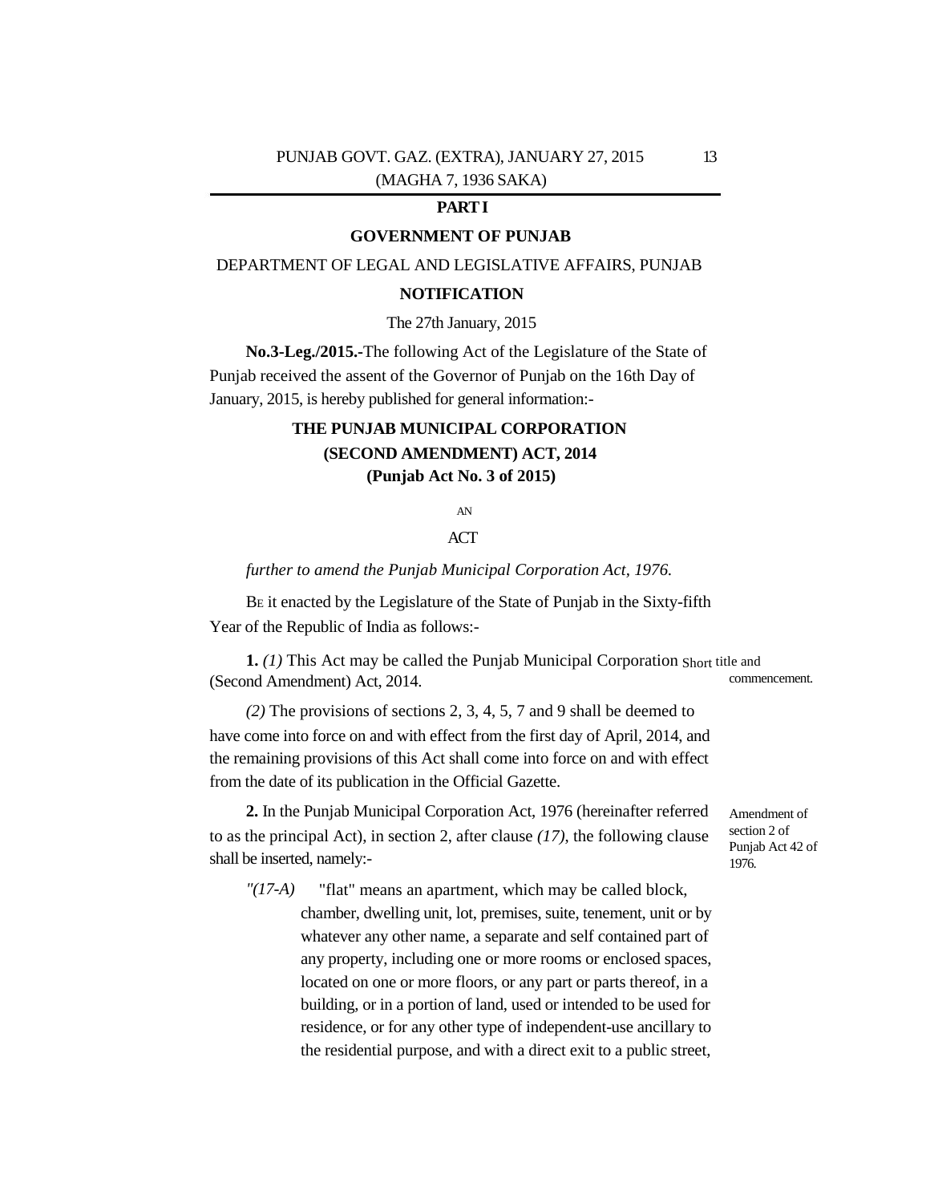**PART I**

**GOVERNMENT OF PUNJAB**

DEPARTMENT OF LEGAL AND LEGISLATIVE AFFAIRS, PUNJAB

**NOTIFICATION**

The 27th January, 2015

**No.3-Leg./2015.-**The following Act of the Legislature of the State of Punjab received the assent of the Governor of Punjab on the 16th Day of January, 2015, is hereby published for general information:-

# THE PUNJAB MUNICIPAL CORPORATION (SECOND AMENDMENT) ACT, 2014 (Punjab Act No. 3 of 2015)

AN

ACT

*further to amend the Punjab Municipal Corporation Act, 1976.*

BE it enacted by the Legislature of the State of Punjab in the Sixty-fifth Year of the Republic of India as follows:-

Short title and commencement.

**1.** *(1)* This Act may be called the Punjab Municipal Corporation (Second Amendment) Act, 2014.

*(2)* The provisions of sections 2, 3, 4, 5, 7 and 9 shall be deemed to have come into force on and with effect from the first day of April, 2014, and the remaining provisions of this Act shall come into force on and with effect from the date of its publication in the Official Gazette.

Amendment of section 2 of Punjab Act 42 of 1976.

**2.** In the Punjab Municipal Corporation Act, 1976 (hereinafter referred to as the principal Act), in section 2, after clause *(17)*, the following clause shall be inserted, namely:-

*"(17-A)* "flat" means an apartment, which may be called block, chamber, dwelling unit, lot, premises, suite, tenement, unit or by whatever any other name, a separate and self contained part of any property, including one or more rooms or enclosed spaces, located on one or more floors, or any part or parts thereof, in a building, or in a portion of land, used or intended to be used for residence, or for any other type of independent-use ancillary to the residential purpose, and with a direct exit to a public street,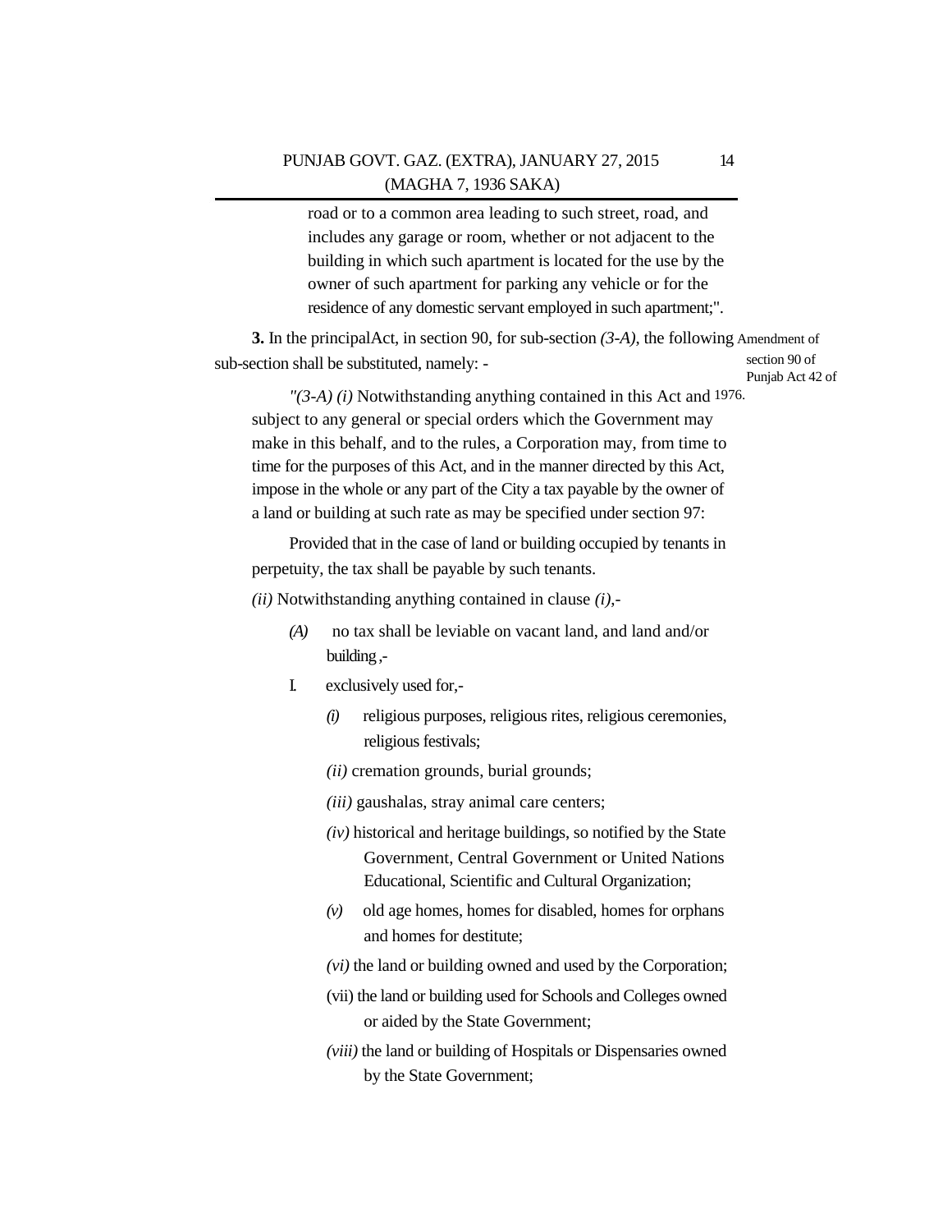road or to a common area leading to such street, road, and includes any garage or room, whether or not adjacent to the building in which such apartment is located for the use by the owner of such apartment for parking any vehicle or for the residence of any domestic servant employed in such apartment;".

Amendment of section 90 of Punjab Act 42 of 1976.

**3.** In the principalAct, in section 90, for sub-section *(3-A)*, the following sub-section shall be substituted, namely: -

*"(3-A) (i)* Notwithstanding anything contained in this Act and subject to any general or special orders which the Government may make in this behalf, and to the rules, a Corporation may, from time to time for the purposes of this Act, and in the manner directed by this Act, impose in the whole or any part of the City a tax payable by the owner of a land or building at such rate as may be specified under section 97:

Provided that in the case of land or building occupied by tenants in perpetuity, the tax shall be payable by such tenants.

*(ii)* Notwithstanding anything contained in clause *(i)*,-

*(A)* no tax shall be leviable on vacant land, and land and/or building ,-

I. exclusively used for,-

*(i)* religious purposes, religious rites, religious ceremonies, religious festivals;

*(ii)* cremation grounds, burial grounds;

*(iii)* gaushalas, stray animal care centers;

*(iv)* historical and heritage buildings, so notified by the State Government, Central Government or United Nations Educational, Scientific and Cultural Organization;

*(v)* old age homes, homes for disabled, homes for orphans and homes for destitute;

*(vi)* the land or building owned and used by the Corporation;

(vii) the land or building used for Schools and Colleges owned or aided by the State Government;

*(viii)* the land or building of Hospitals or Dispensaries owned by the State Government;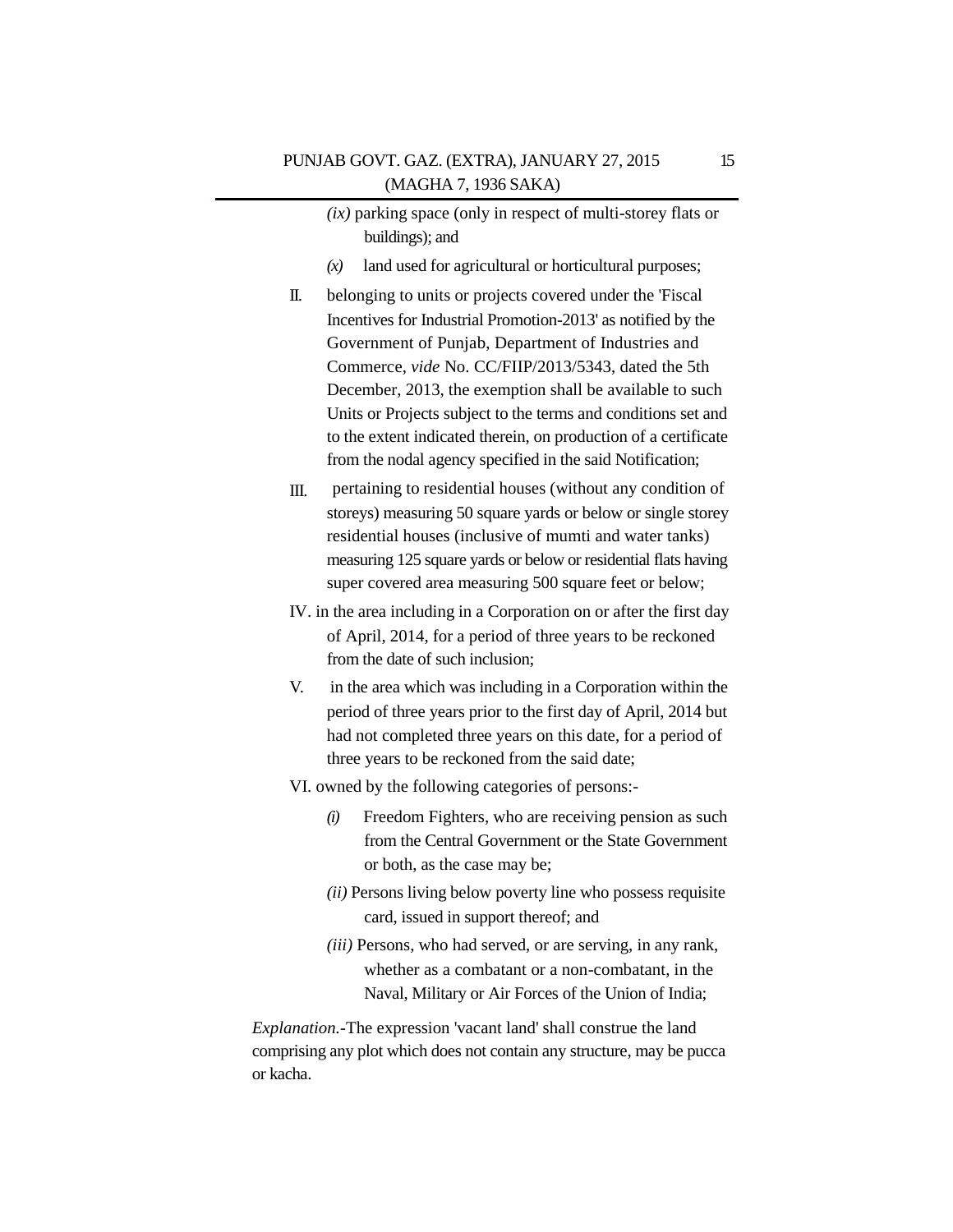*(ix)* parking space (only in respect of multi-storey flats or buildings); and

*(x)* land used for agricultural or horticultural purposes;

II. belonging to units or projects covered under the 'Fiscal Incentives for Industrial Promotion-2013' as notified by the Government of Punjab, Department of Industries and Commerce, *vide* No. CC/FIIP/2013/5343, dated the 5th December, 2013, the exemption shall be available to such Units or Projects subject to the terms and conditions set and to the extent indicated therein, on production of a certificate from the nodal agency specified in the said Notification;

III. pertaining to residential houses (without any condition of storeys) measuring 50 square yards or below or single storey residential houses (inclusive of mumti and water tanks) measuring 125 square yards or below or residential flats having super covered area measuring 500 square feet or below;

IV. in the area including in a Corporation on or after the first day of April, 2014, for a period of three years to be reckoned from the date of such inclusion;

V. in the area which was including in a Corporation within the period of three years prior to the first day of April, 2014 but had not completed three years on this date, for a period of three years to be reckoned from the said date;

VI. owned by the following categories of persons:-

*(i)* Freedom Fighters, who are receiving pension as such from the Central Government or the State Government or both, as the case may be;

*(ii)* Persons living below poverty line who possess requisite card, issued in support thereof; and

*(iii)* Persons, who had served, or are serving, in any rank, whether as a combatant or a non-combatant, in the Naval, Military or Air Forces of the Union of India;

*Explanation.*-The expression 'vacant land' shall construe the land comprising any plot which does not contain any structure, may be pucca or kacha.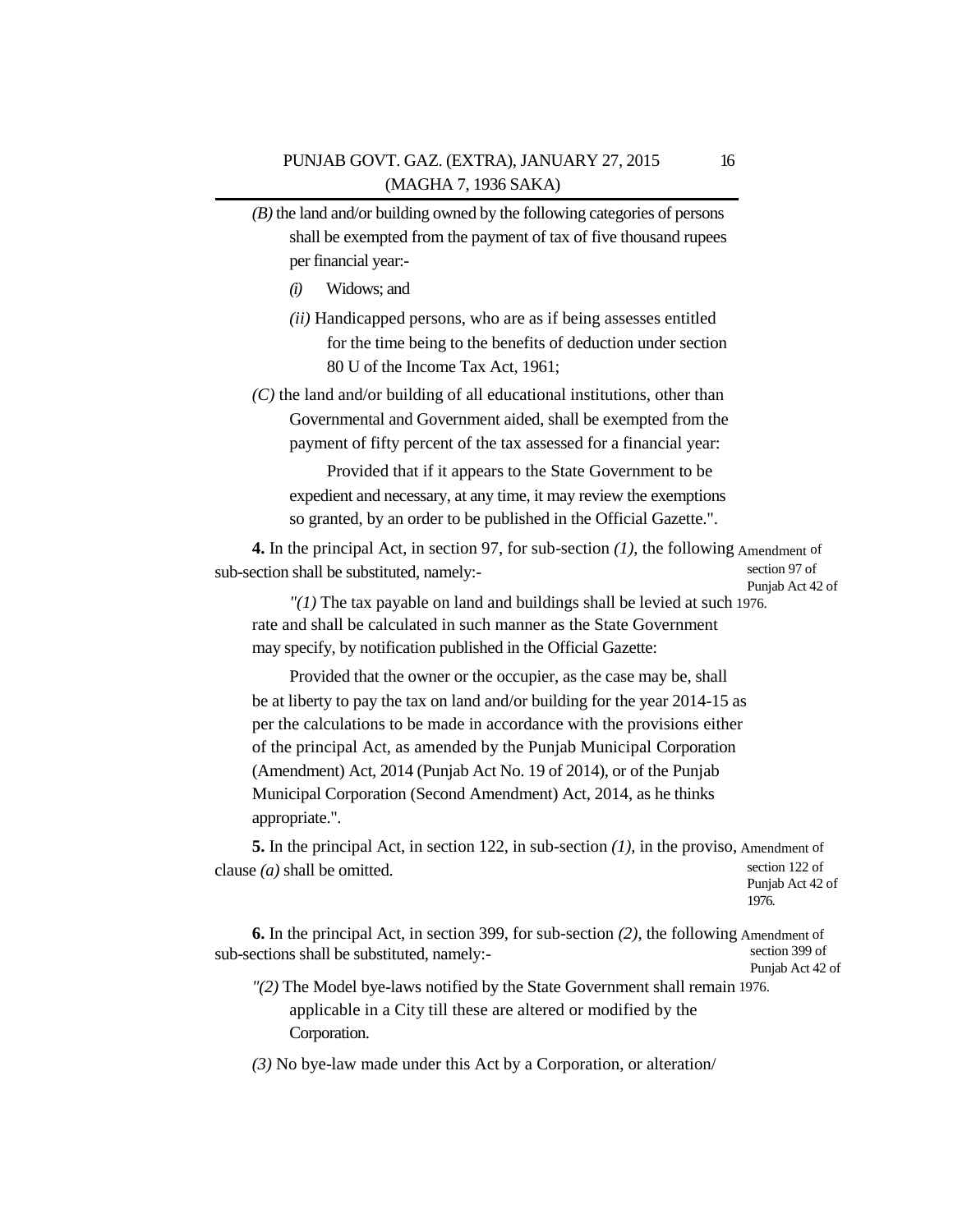*(B)* the land and/or building owned by the following categories of persons shall be exempted from the payment of tax of five thousand rupees per financial year:-

*(i)* Widows; and

*(ii)* Handicapped persons, who are as if being assesses entitled for the time being to the benefits of deduction under section 80 U of the Income Tax Act, 1961;

*(C)* the land and/or building of all educational institutions, other than Governmental and Government aided, shall be exempted from the payment of fifty percent of the tax assessed for a financial year:

Provided that if it appears to the State Government to be expedient and necessary, at any time, it may review the exemptions so granted, by an order to be published in the Official Gazette.".

Amendment of section 97 of Punjab Act 42 of 1976.

**4.** In the principal Act, in section 97, for sub-section *(1)*, the following sub-section shall be substituted, namely:-

"*(1)* The tax payable on land and buildings shall be levied at such rate and shall be calculated in such manner as the State Government may specify, by notification published in the Official Gazette:

Provided that the owner or the occupier, as the case may be, shall be at liberty to pay the tax on land and/or building for the year 2014-15 as per the calculations to be made in accordance with the provisions either of the principal Act, as amended by the Punjab Municipal Corporation (Amendment) Act, 2014 (Punjab Act No. 19 of 2014), or of the Punjab Municipal Corporation (Second Amendment) Act, 2014, as he thinks appropriate.".

Amendment of section 122 of Punjab Act 42 of 1976.

**5.** In the principal Act, in section 122, in sub-section *(1)*, in the proviso, clause *(a)* shall be omitted.

Amendment of section 399 of Punjab Act 42 of 1976.

**6.** In the principal Act, in section 399, for sub-section *(2)*, the following sub-sections shall be substituted, namely:-

"*(2)* The Model bye-laws notified by the State Government shall remain applicable in a City till these are altered or modified by the Corporation.

*(3)* No bye-law made under this Act by a Corporation, or alteration/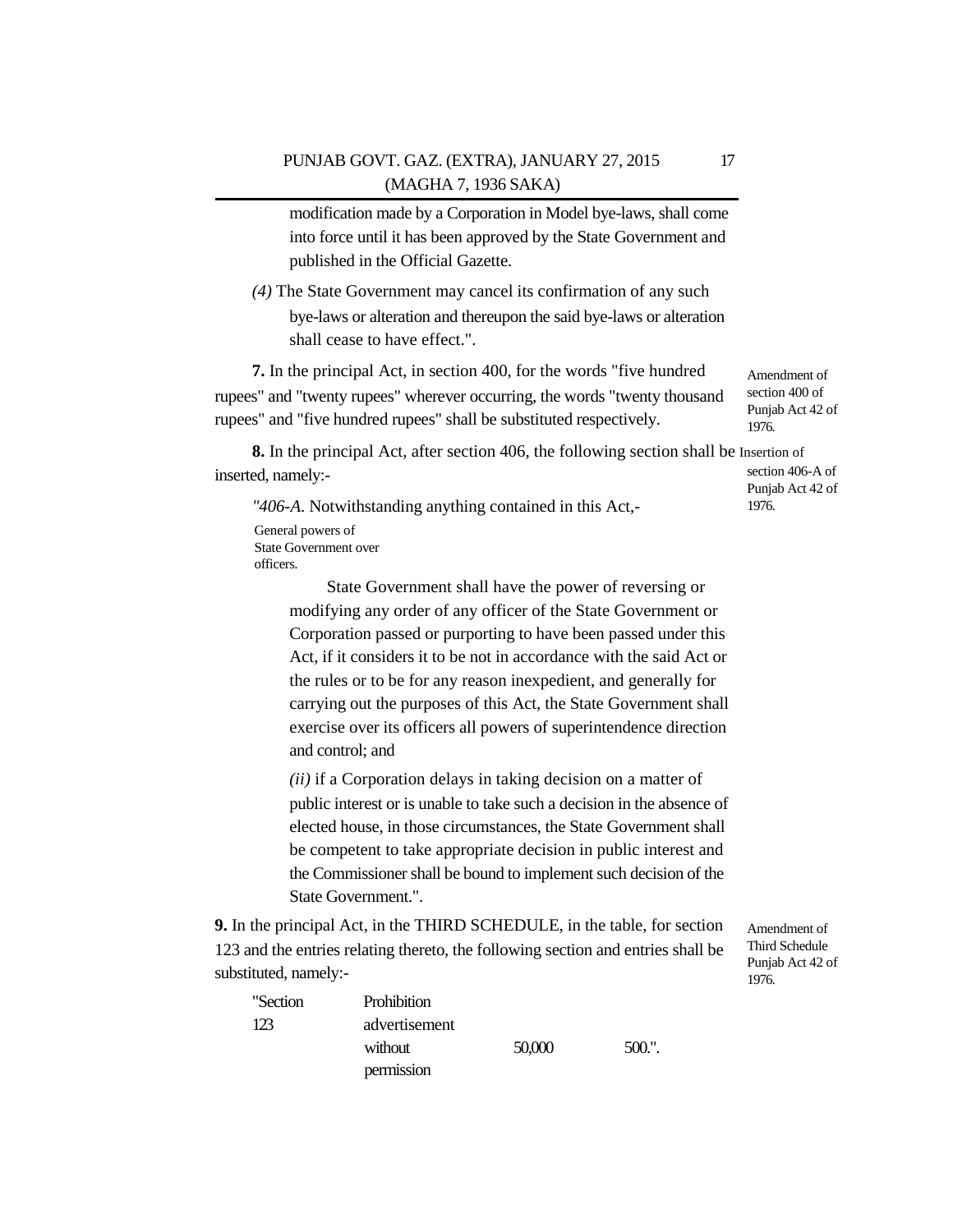modification made by a Corporation in Model bye-laws, shall come into force until it has been approved by the State Government and published in the Official Gazette.

*(4)* The State Government may cancel its confirmation of any such bye-laws or alteration and thereupon the said bye-laws or alteration shall cease to have effect.".

Amendment of section 400 of Punjab Act 42 of 1976.

**7.** In the principal Act, in section 400, for the words "five hundred rupees" and "twenty rupees" wherever occurring, the words "twenty thousand rupees" and "five hundred rupees" shall be substituted respectively.

Insertion of section 406-A of Punjab Act 42 of 1976.

**8.** In the principal Act, after section 406, the following section shall be inserted, namely:-

General powers of State Government over officers.

*"406-A.* Notwithstanding anything contained in this Act,-

State Government shall have the power of reversing or modifying any order of any officer of the State Government or Corporation passed or purporting to have been passed under this Act, if it considers it to be not in accordance with the said Act or the rules or to be for any reason inexpedient, and generally for carrying out the purposes of this Act, the State Government shall exercise over its officers all powers of superintendence direction and control; and

*(ii)* if a Corporation delays in taking decision on a matter of public interest or is unable to take such a decision in the absence of elected house, in those circumstances, the State Government shall be competent to take appropriate decision in public interest and the Commissioner shall be bound to implement such decision of the State Government.".

Amendment of Third Schedule Punjab Act 42 of 1976.

**9.** In the principal Act, in the THIRD SCHEDULE, in the table, for section 123 and the entries relating thereto, the following section and entries shall be substituted, namely:-

| "Section 123 | Prohibition advertisement without permission | 50,000 | 500.". |
|---|---|---|---|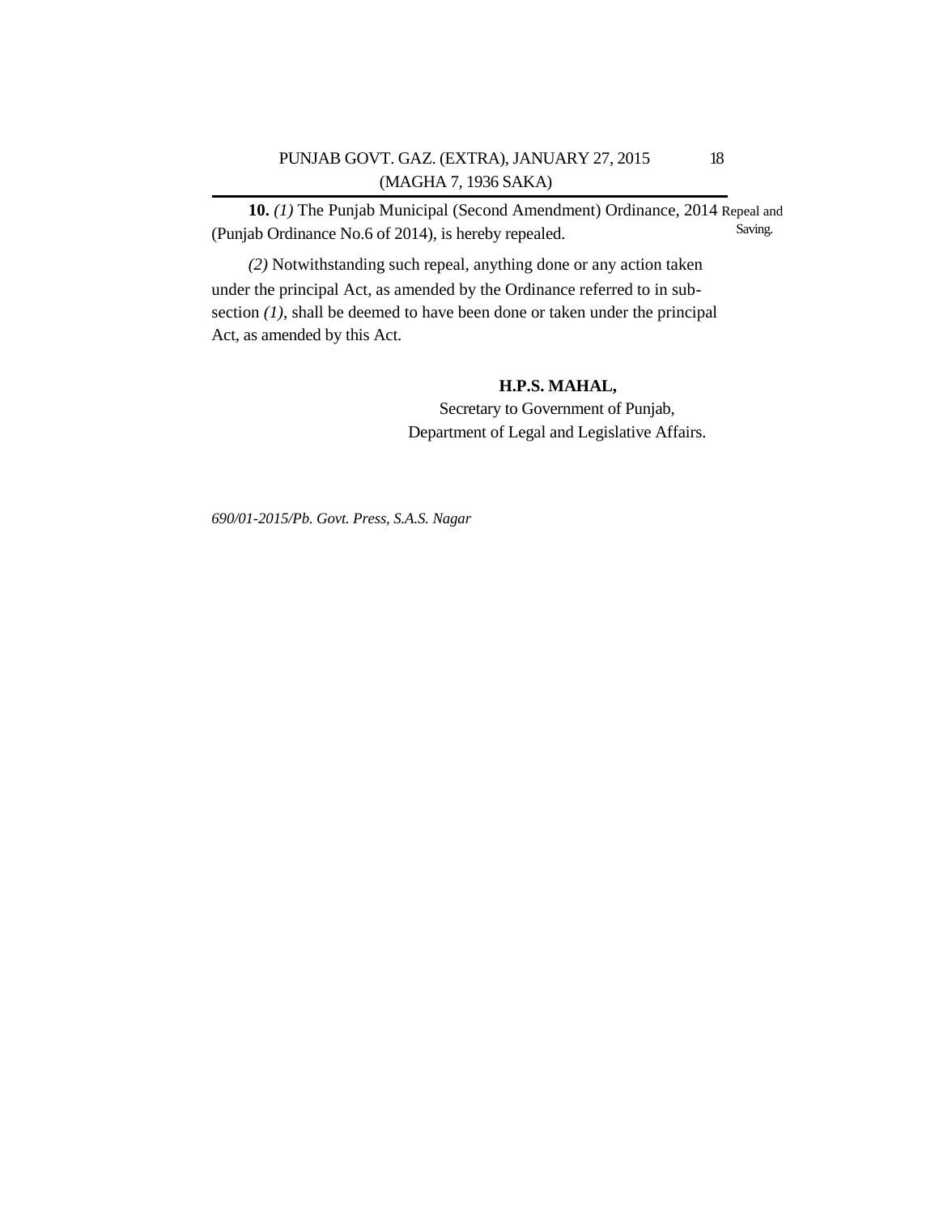**10.** *(1)* The Punjab Municipal (Second Amendment) Ordinance, 2014 (Punjab Ordinance No.6 of 2014), is hereby repealed.

Repeal and Saving.

*(2)* Notwithstanding such repeal, anything done or any action taken under the principal Act, as amended by the Ordinance referred to in sub-section *(1)*, shall be deemed to have been done or taken under the principal Act, as amended by this Act.

**H.P.S. MAHAL,**
Secretary to Government of Punjab,
Department of Legal and Legislative Affairs.

*690/01-2015/Pb. Govt. Press, S.A.S. Nagar*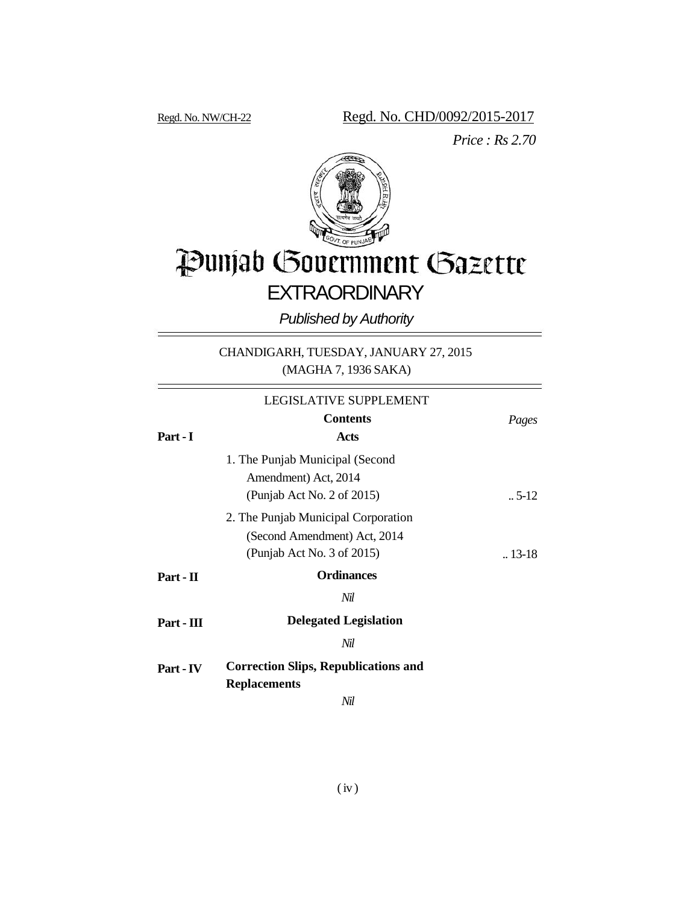Regd. No. NW/CH-22 Regd. No. CHD/0092/2015-2017

*Price : Rs 2.70*

# Punjab Government Gazette

## EXTRAORDINARY

*Published by Authority*

CHANDIGARH, TUESDAY, JANUARY 27, 2015
(MAGHA 7, 1936 SAKA)

LEGISLATIVE SUPPLEMENT

| | **Contents** | *Pages* |
|---|---|---|
| **Part - I** | **Acts** | |
| | 1. The Punjab Municipal (Second Amendment) Act, 2014 (Punjab Act No. 2 of 2015) | .. 5-12 |
| | 2. The Punjab Municipal Corporation (Second Amendment) Act, 2014 (Punjab Act No. 3 of 2015) | .. 13-18 |
| **Part - II** | **Ordinances** | |
| | *Nil* | |
| **Part - III** | **Delegated Legislation** | |
| | *Nil* | |
| **Part - IV** | **Correction Slips, Republications and Replacements** | |
| | *Nil* | |

( iv )